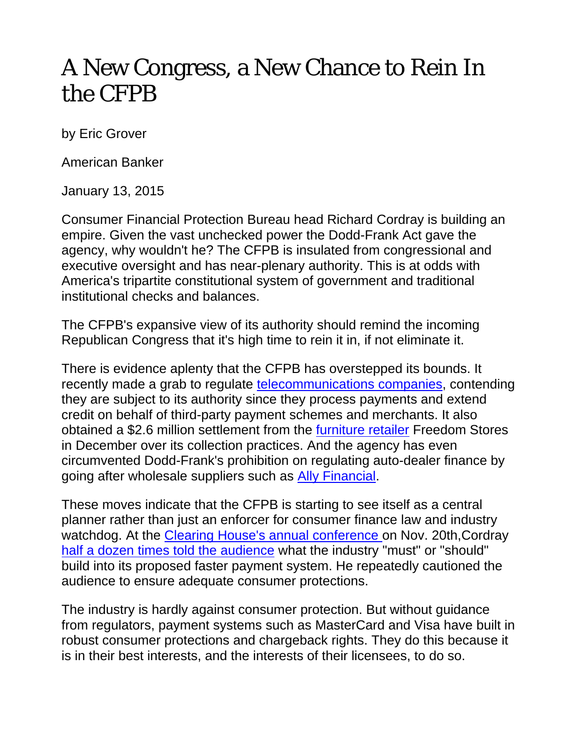# A New Congress, a New Chance to Rein In the CFPB

by Eric Grover

American Banker

January 13, 2015

Consumer Financial Protection Bureau head Richard Cordray is building an empire. Given the vast unchecked power the Dodd-Frank Act gave the agency, why wouldn't he? The CFPB is insulated from congressional and executive oversight and has near-plenary authority. This is at odds with America's tripartite constitutional system of government and traditional institutional checks and balances.

The CFPB's expansive view of its authority should remind the incoming Republican Congress that it's high time to rein it in, if not eliminate it.

There is evidence aplenty that the CFPB has overstepped its bounds. It recently made a grab to regulate telecommunications companies, contending they are subject to its authority since they process payments and extend credit on behalf of third-party payment schemes and merchants. It also obtained a $2.6 million settlement from the furniture retailer Freedom Stores in December over its collection practices. And the agency has even circumvented Dodd-Frank's prohibition on regulating auto-dealer finance by going after wholesale suppliers such as Ally Financial.

These moves indicate that the CFPB is starting to see itself as a central planner rather than just an enforcer for consumer finance law and industry watchdog. At the Clearing House's annual conference on Nov. 20th,Cordray half a dozen times told the audience what the industry "must" or "should" build into its proposed faster payment system. He repeatedly cautioned the audience to ensure adequate consumer protections.

The industry is hardly against consumer protection. But without guidance from regulators, payment systems such as MasterCard and Visa have built in robust consumer protections and chargeback rights. They do this because it is in their best interests, and the interests of their licensees, to do so.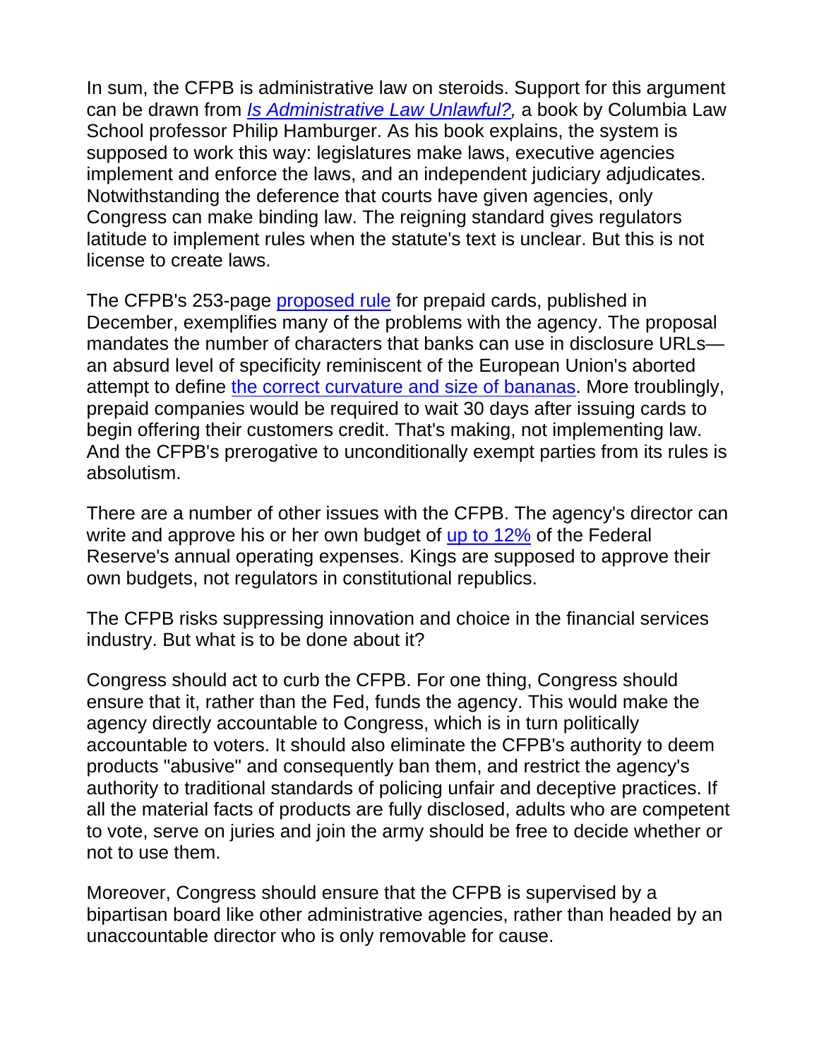In sum, the CFPB is administrative law on steroids. Support for this argument can be drawn from [*Is Administrative Law Unlawful?*](), a book by Columbia Law School professor Philip Hamburger. As his book explains, the system is supposed to work this way: legislatures make laws, executive agencies implement and enforce the laws, and an independent judiciary adjudicates. Notwithstanding the deference that courts have given agencies, only Congress can make binding law. The reigning standard gives regulators latitude to implement rules when the statute's text is unclear. But this is not license to create laws.

The CFPB's 253-page [proposed rule]() for prepaid cards, published in December, exemplifies many of the problems with the agency. The proposal mandates the number of characters that banks can use in disclosure URLs—an absurd level of specificity reminiscent of the European Union's aborted attempt to define [the correct curvature and size of bananas](). More troublingly, prepaid companies would be required to wait 30 days after issuing cards to begin offering their customers credit. That's making, not implementing law. And the CFPB's prerogative to unconditionally exempt parties from its rules is absolutism.

There are a number of other issues with the CFPB. The agency's director can write and approve his or her own budget of [up to 12%]() of the Federal Reserve's annual operating expenses. Kings are supposed to approve their own budgets, not regulators in constitutional republics.

The CFPB risks suppressing innovation and choice in the financial services industry. But what is to be done about it?

Congress should act to curb the CFPB. For one thing, Congress should ensure that it, rather than the Fed, funds the agency. This would make the agency directly accountable to Congress, which is in turn politically accountable to voters. It should also eliminate the CFPB's authority to deem products "abusive" and consequently ban them, and restrict the agency's authority to traditional standards of policing unfair and deceptive practices. If all the material facts of products are fully disclosed, adults who are competent to vote, serve on juries and join the army should be free to decide whether or not to use them.

Moreover, Congress should ensure that the CFPB is supervised by a bipartisan board like other administrative agencies, rather than headed by an unaccountable director who is only removable for cause.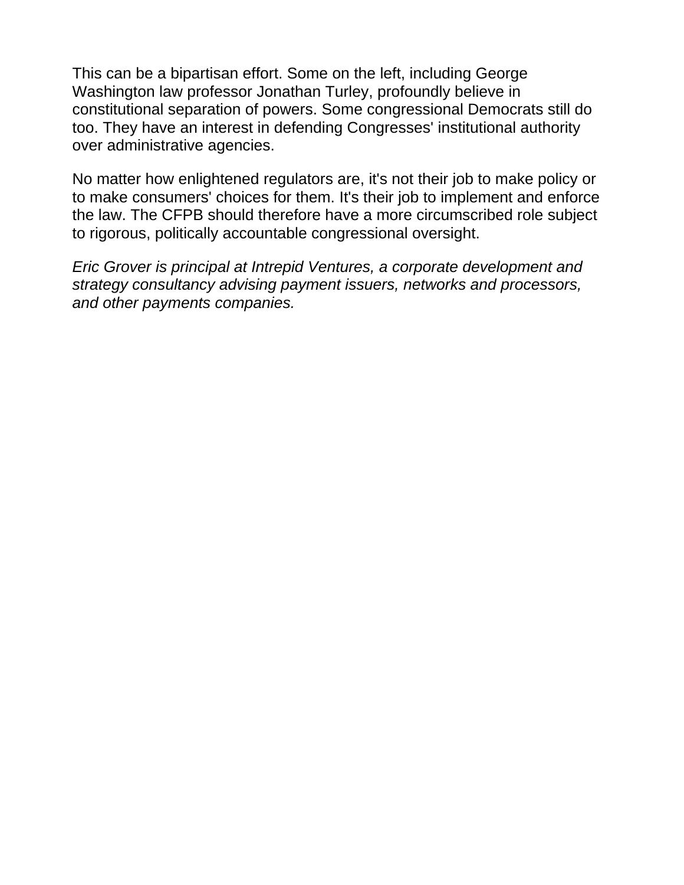This can be a bipartisan effort. Some on the left, including George Washington law professor Jonathan Turley, profoundly believe in constitutional separation of powers. Some congressional Democrats still do too. They have an interest in defending Congresses' institutional authority over administrative agencies.

No matter how enlightened regulators are, it's not their job to make policy or to make consumers' choices for them. It's their job to implement and enforce the law. The CFPB should therefore have a more circumscribed role subject to rigorous, politically accountable congressional oversight.

*Eric Grover is principal at Intrepid Ventures, a corporate development and strategy consultancy advising payment issuers, networks and processors, and other payments companies.*